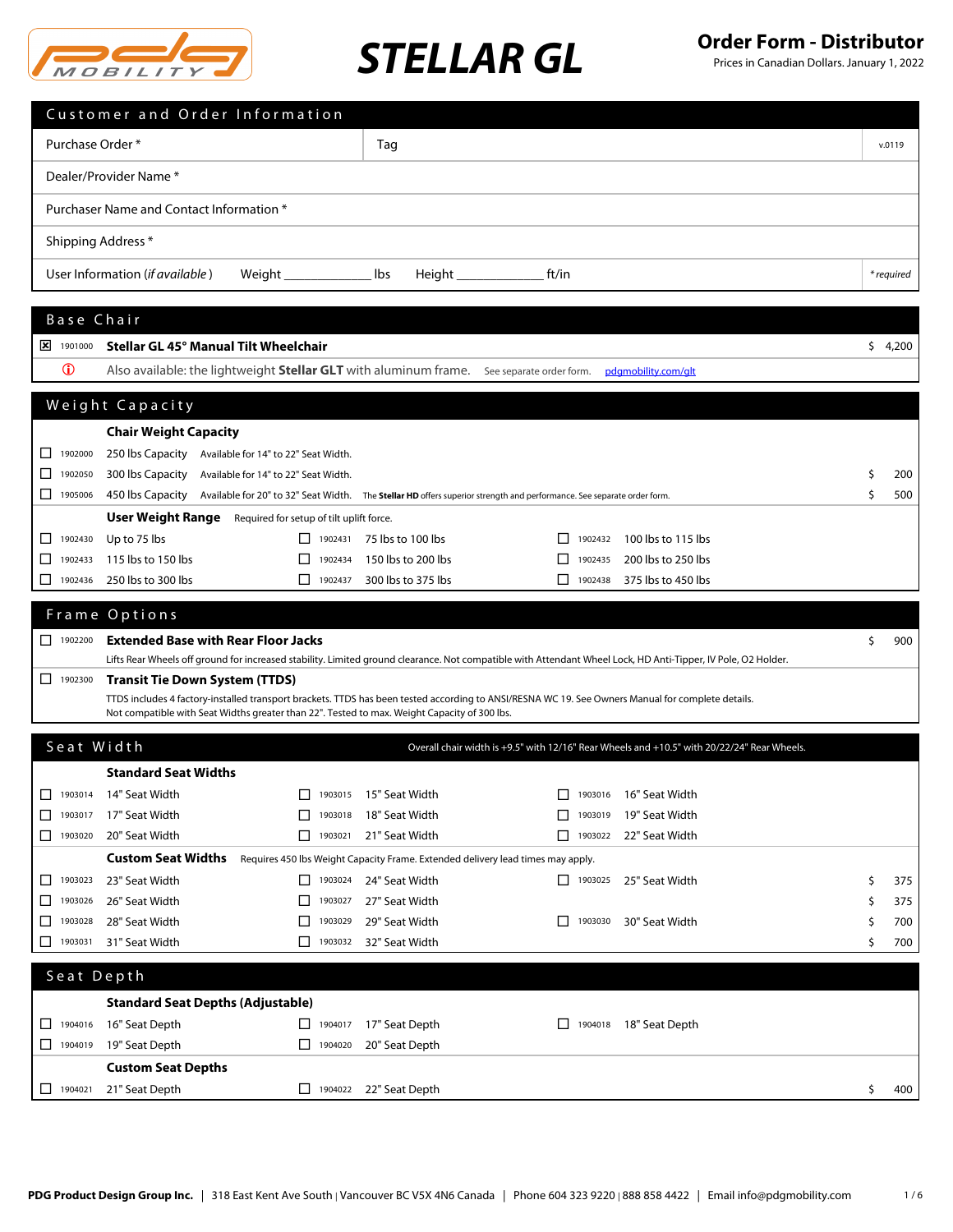# STELLAR GL

**Order Form - Distributor**
Prices in Canadian Dollars. January 1, 2022

## Customer and Order Information

| | | |
|---|---|---|
| Purchase Order * | Tag | v.0119 |
| Dealer/Provider Name * | | |
| Purchaser Name and Contact Information * | | |
| Shipping Address * | | |
| User Information (*if available*) Weight ____________ lbs Height ____________ ft/in | | *\* required* |

## Base Chair

| | Code | Item | | Price |
|---|---|---|---|---|
| ☒ | 1901000 | **Stellar GL 45° Manual Tilt Wheelchair** | | $ 4,200 |
| ⓘ | | Also available: the lightweight **Stellar GLT** with aluminum frame. | See separate order form. pdgmobility.com/glt | |

## Weight Capacity

**Chair Weight Capacity**

| | Code | Item | Notes | Price |
|---|---|---|---|---|
| ☐ | 1902000 | 250 lbs Capacity | Available for 14" to 22" Seat Width. | |
| ☐ | 1902050 | 300 lbs Capacity | Available for 14" to 22" Seat Width. | $ 200 |
| ☐ | 1905006 | 450 lbs Capacity | Available for 20" to 32" Seat Width. The **Stellar HD** offers superior strength and performance. See separate order form. | $ 500 |

**User Weight Range** Required for setup of tilt uplift force.

| | Code | Range | | Code | Range | | Code | Range |
|---|---|---|---|---|---|---|---|---|
| ☐ | 1902430 | Up to 75 lbs | ☐ | 1902431 | 75 lbs to 100 lbs | ☐ | 1902432 | 100 lbs to 115 lbs |
| ☐ | 1902433 | 115 lbs to 150 lbs | ☐ | 1902434 | 150 lbs to 200 lbs | ☐ | 1902435 | 200 lbs to 250 lbs |
| ☐ | 1902436 | 250 lbs to 300 lbs | ☐ | 1902437 | 300 lbs to 375 lbs | ☐ | 1902438 | 375 lbs to 450 lbs |

## Frame Options

| | Code | Item | Price |
|---|---|---|---|
| ☐ | 1902200 | **Extended Base with Rear Floor Jacks** | $ 900 |
| | | Lifts Rear Wheels off ground for increased stability. Limited ground clearance. Not compatible with Attendant Wheel Lock, HD Anti-Tipper, IV Pole, O2 Holder. | |
| ☐ | 1902300 | **Transit Tie Down System (TTDS)** | |
| | | TTDS includes 4 factory-installed transport brackets. TTDS has been tested according to ANSI/RESNA WC 19. See Owners Manual for complete details. Not compatible with Seat Widths greater than 22". Tested to max. Weight Capacity of 300 lbs. | |

## Seat Width

Overall chair width is +9.5" with 12/16" Rear Wheels and +10.5" with 20/22/24" Rear Wheels.

**Standard Seat Widths**

| | Code | Width | | Code | Width | | Code | Width |
|---|---|---|---|---|---|---|---|---|
| ☐ | 1903014 | 14" Seat Width | ☐ | 1903015 | 15" Seat Width | ☐ | 1903016 | 16" Seat Width |
| ☐ | 1903017 | 17" Seat Width | ☐ | 1903018 | 18" Seat Width | ☐ | 1903019 | 19" Seat Width |
| ☐ | 1903020 | 20" Seat Width | ☐ | 1903021 | 21" Seat Width | ☐ | 1903022 | 22" Seat Width |

**Custom Seat Widths** Requires 450 lbs Weight Capacity Frame. Extended delivery lead times may apply.

| | Code | Width | | Code | Width | | Code | Width | Price |
|---|---|---|---|---|---|---|---|---|---|
| ☐ | 1903023 | 23" Seat Width | ☐ | 1903024 | 24" Seat Width | ☐ | 1903025 | 25" Seat Width | $ 375 |
| ☐ | 1903026 | 26" Seat Width | ☐ | 1903027 | 27" Seat Width | | | | $ 375 |
| ☐ | 1903028 | 28" Seat Width | ☐ | 1903029 | 29" Seat Width | ☐ | 1903030 | 30" Seat Width | $ 700 |
| ☐ | 1903031 | 31" Seat Width | ☐ | 1903032 | 32" Seat Width | | | | $ 700 |

## Seat Depth

**Standard Seat Depths (Adjustable)**

| | Code | Depth | | Code | Depth | | Code | Depth |
|---|---|---|---|---|---|---|---|---|
| ☐ | 1904016 | 16" Seat Depth | ☐ | 1904017 | 17" Seat Depth | ☐ | 1904018 | 18" Seat Depth |
| ☐ | 1904019 | 19" Seat Depth | ☐ | 1904020 | 20" Seat Depth | | | |

**Custom Seat Depths**

| | Code | Depth | | Code | Depth | Price |
|---|---|---|---|---|---|---|
| ☐ | 1904021 | 21" Seat Depth | ☐ | 1904022 | 22" Seat Depth | $ 400 |

**PDG Product Design Group Inc.** | 318 East Kent Ave South | Vancouver BC V5X 4N6 Canada | Phone 604 323 9220 | 888 858 4422 | Email info@pdgmobility.com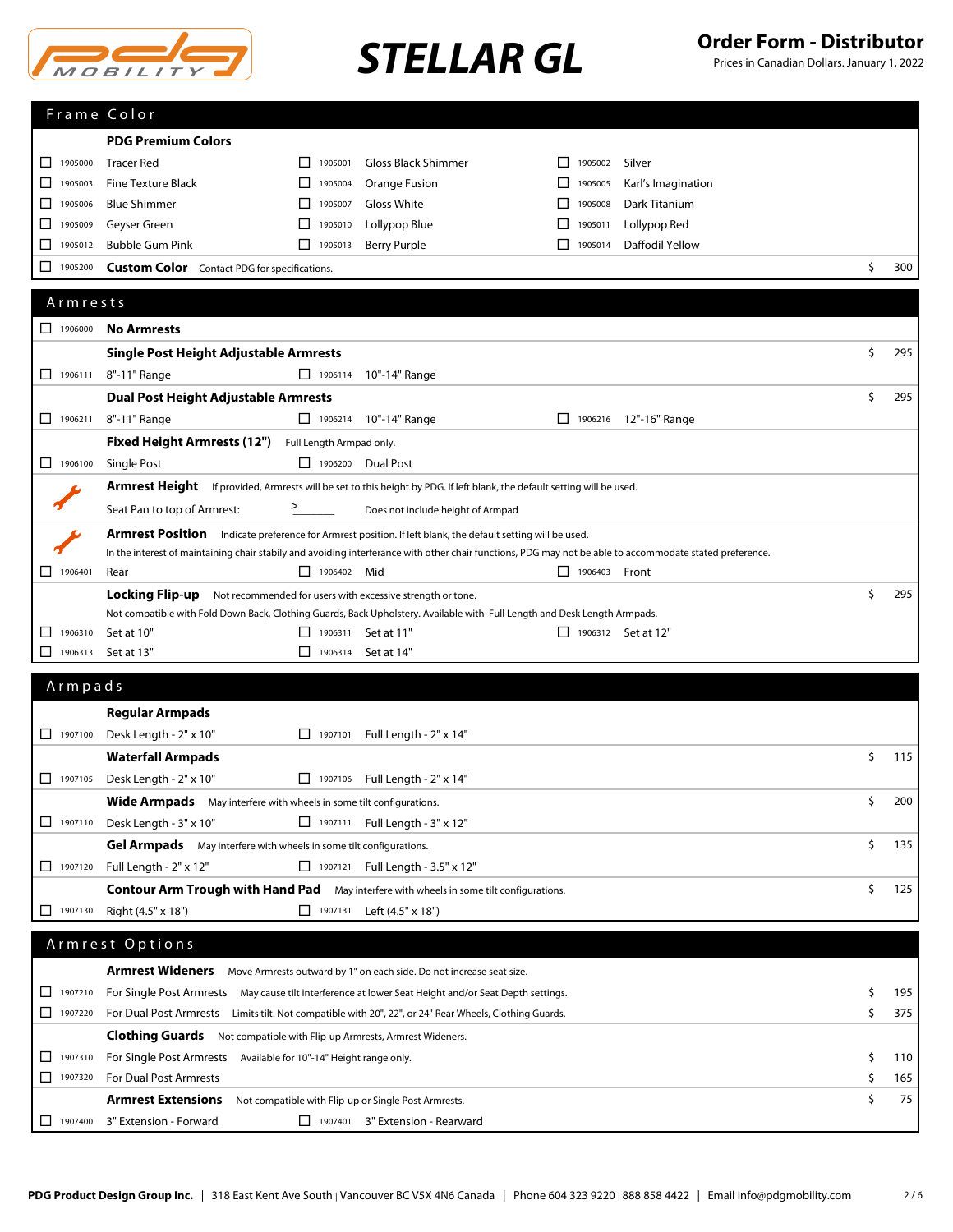# STELLAR GL

**Order Form - Distributor**
Prices in Canadian Dollars. January 1, 2022

## Frame Color

**PDG Premium Colors**

| | | |
|---|---|---|
| ☐ 1905000 Tracer Red | ☐ 1905001 Gloss Black Shimmer | ☐ 1905002 Silver |
| ☐ 1905003 Fine Texture Black | ☐ 1905004 Orange Fusion | ☐ 1905005 Karl's Imagination |
| ☐ 1905006 Blue Shimmer | ☐ 1905007 Gloss White | ☐ 1905008 Dark Titanium |
| ☐ 1905009 Geyser Green | ☐ 1905010 Lollypop Blue | ☐ 1905011 Lollypop Red |
| ☐ 1905012 Bubble Gum Pink | ☐ 1905013 Berry Purple | ☐ 1905014 Daffodil Yellow |

☐ 1905200 **Custom Color** Contact PDG for specifications. — $ 300

## Armrests

☐ 1906000 **No Armrests**

**Single Post Height Adjustable Armrests** — $ 295
- ☐ 1906111 8"-11" Range
- ☐ 1906114 10"-14" Range

**Dual Post Height Adjustable Armrests** — $ 295
- ☐ 1906211 8"-11" Range
- ☐ 1906214 10"-14" Range
- ☐ 1906216 12"-16" Range

**Fixed Height Armrests (12")** Full Length Armpad only.
- ☐ 1906100 Single Post
- ☐ 1906200 Dual Post

**Armrest Height** If provided, Armrests will be set to this height by PDG. If left blank, the default setting will be used.

Seat Pan to top of Armrest: > ______ Does not include height of Armpad

**Armrest Position** Indicate preference for Armrest position. If left blank, the default setting will be used.
In the interest of maintaining chair stabily and avoiding interferance with other chair functions, PDG may not be able to accommodate stated preference.
- ☐ 1906401 Rear
- ☐ 1906402 Mid
- ☐ 1906403 Front

**Locking Flip-up** Not recommended for users with excessive strength or tone. — $ 295
Not compatible with Fold Down Back, Clothing Guards, Back Upholstery. Available with Full Length and Desk Length Armpads.
- ☐ 1906310 Set at 10"
- ☐ 1906311 Set at 11"
- ☐ 1906312 Set at 12"
- ☐ 1906313 Set at 13"
- ☐ 1906314 Set at 14"

## Armpads

**Regular Armpads**
- ☐ 1907100 Desk Length - 2" x 10"
- ☐ 1907101 Full Length - 2" x 14"

**Waterfall Armpads** — $ 115
- ☐ 1907105 Desk Length - 2" x 10"
- ☐ 1907106 Full Length - 2" x 14"

**Wide Armpads** May interfere with wheels in some tilt configurations. — $ 200
- ☐ 1907110 Desk Length - 3" x 10"
- ☐ 1907111 Full Length - 3" x 12"

**Gel Armpads** May interfere with wheels in some tilt configurations. — $ 135
- ☐ 1907120 Full Length - 2" x 12"
- ☐ 1907121 Full Length - 3.5" x 12"

**Contour Arm Trough with Hand Pad** May interfere with wheels in some tilt configurations. — $ 125
- ☐ 1907130 Right (4.5" x 18")
- ☐ 1907131 Left (4.5" x 18")

## Armrest Options

**Armrest Wideners** Move Armrests outward by 1" on each side. Do not increase seat size.
- ☐ 1907210 For Single Post Armrests May cause tilt interference at lower Seat Height and/or Seat Depth settings. — $ 195
- ☐ 1907220 For Dual Post Armrests Limits tilt. Not compatible with 20", 22", or 24" Rear Wheels, Clothing Guards. — $ 375

**Clothing Guards** Not compatible with Flip-up Armrests, Armrest Wideners.
- ☐ 1907310 For Single Post Armrests Available for 10"-14" Height range only. — $ 110
- ☐ 1907320 For Dual Post Armrests — $ 165

**Armrest Extensions** Not compatible with Flip-up or Single Post Armrests. — $ 75
- ☐ 1907400 3" Extension - Forward
- ☐ 1907401 3" Extension - Rearward

**PDG Product Design Group Inc.** | 318 East Kent Ave South | Vancouver BC V5X 4N6 Canada | Phone 604 323 9220 | 888 858 4422 | Email info@pdgmobility.com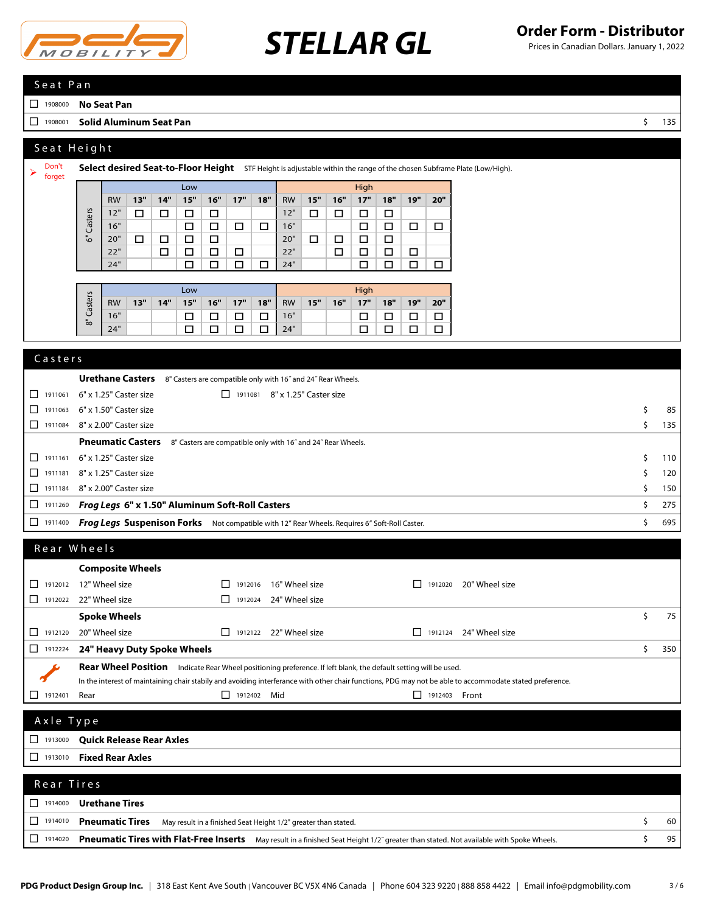# STELLAR GL

## Order Form - Distributor

Prices in Canadian Dollars. January 1, 2022

## Seat Pan

| | Code | Item | Price |
|---|---|---|---|
| ☐ | 1908000 | **No Seat Pan** | |
| ☐ | 1908001 | **Solid Aluminum Seat Pan** | $ 135 |

## Seat Height

➤ Don't forget **Select desired Seat-to-Floor Height** STF Height is adjustable within the range of the chosen Subframe Plate (Low/High).

**6" Casters**

| | Low | | | | | | | High | | | | | | |
|---|---|---|---|---|---|---|---|---|---|---|---|---|---|---|
| RW | 13" | 14" | 15" | 16" | 17" | 18" | RW | 15" | 16" | 17" | 18" | 19" | 20" |
| 12" | ☐ | ☐ | ☐ | ☐ | | | 12" | ☐ | ☐ | ☐ | ☐ | | |
| 16" | | | ☐ | ☐ | ☐ | ☐ | 16" | | | ☐ | ☐ | ☐ | ☐ |
| 20" | ☐ | ☐ | ☐ | ☐ | | | 20" | ☐ | ☐ | ☐ | ☐ | | |
| 22" | | ☐ | ☐ | ☐ | ☐ | | 22" | | ☐ | ☐ | ☐ | ☐ | |
| 24" | | | ☐ | ☐ | ☐ | ☐ | 24" | | | ☐ | ☐ | ☐ | ☐ |

**8" Casters**

| | Low | | | | | | | High | | | | | | |
|---|---|---|---|---|---|---|---|---|---|---|---|---|---|---|
| RW | 13" | 14" | 15" | 16" | 17" | 18" | RW | 15" | 16" | 17" | 18" | 19" | 20" |
| 16" | | | ☐ | ☐ | ☐ | ☐ | 16" | | | ☐ | ☐ | ☐ | ☐ |
| 24" | | | ☐ | ☐ | ☐ | ☐ | 24" | | | ☐ | ☐ | ☐ | ☐ |

## Casters

**Urethane Casters** 8" Casters are compatible only with 16" and 24" Rear Wheels.

| | Code | Item | Price |
|---|---|---|---|
| ☐ | 1911061 | 6" x 1.25" Caster size | |
| ☐ | 1911081 | 8" x 1.25" Caster size | |
| ☐ | 1911063 | 6" x 1.50" Caster size | $ 85 |
| ☐ | 1911084 | 8" x 2.00" Caster size | $ 135 |

**Pneumatic Casters** 8" Casters are compatible only with 16" and 24" Rear Wheels.

| | Code | Item | Price |
|---|---|---|---|
| ☐ | 1911161 | 6" x 1.25" Caster size | $ 110 |
| ☐ | 1911181 | 8" x 1.25" Caster size | $ 120 |
| ☐ | 1911184 | 8" x 2.00" Caster size | $ 150 |
| ☐ | 1911260 | ***Frog Legs*** **6" x 1.50" Aluminum Soft-Roll Casters** | $ 275 |
| ☐ | 1911400 | ***Frog Legs*** **Suspenison Forks** Not compatible with 12" Rear Wheels. Requires 6" Soft-Roll Caster. | $ 695 |

## Rear Wheels

**Composite Wheels**

| | Code | Item | Price |
|---|---|---|---|
| ☐ | 1912012 | 12" Wheel size | |
| ☐ | 1912016 | 16" Wheel size | |
| ☐ | 1912020 | 20" Wheel size | |
| ☐ | 1912022 | 22" Wheel size | |
| ☐ | 1912024 | 24" Wheel size | |

**Spoke Wheels** $ 75

| | Code | Item | Price |
|---|---|---|---|
| ☐ | 1912120 | 20" Wheel size | |
| ☐ | 1912122 | 22" Wheel size | |
| ☐ | 1912124 | 24" Wheel size | |
| ☐ | 1912224 | **24" Heavy Duty Spoke Wheels** | $ 350 |

**Rear Wheel Position** Indicate Rear Wheel positioning preference. If left blank, the default setting will be used.

In the interest of maintaining chair stabily and avoiding interference with other chair functions, PDG may not be able to accommodate stated preference.

| | Code | Item |
|---|---|---|
| ☐ | 1912401 | Rear |
| ☐ | 1912402 | Mid |
| ☐ | 1912403 | Front |

## Axle Type

| | Code | Item |
|---|---|---|
| ☐ | 1913000 | **Quick Release Rear Axles** |
| ☐ | 1913010 | **Fixed Rear Axles** |

## Rear Tires

| | Code | Item | Price |
|---|---|---|---|
| ☐ | 1914000 | **Urethane Tires** | |
| ☐ | 1914010 | **Pneumatic Tires** May result in a finished Seat Height 1/2" greater than stated. | $ 60 |
| ☐ | 1914020 | **Pneumatic Tires with Flat-Free Inserts** May result in a finished Seat Height 1/2" greater than stated. Not available with Spoke Wheels. | $ 95 |

**PDG Product Design Group Inc.** | 318 East Kent Ave South | Vancouver BC V5X 4N6 Canada | Phone 604 323 9220 | 888 858 4422 | Email info@pdgmobility.com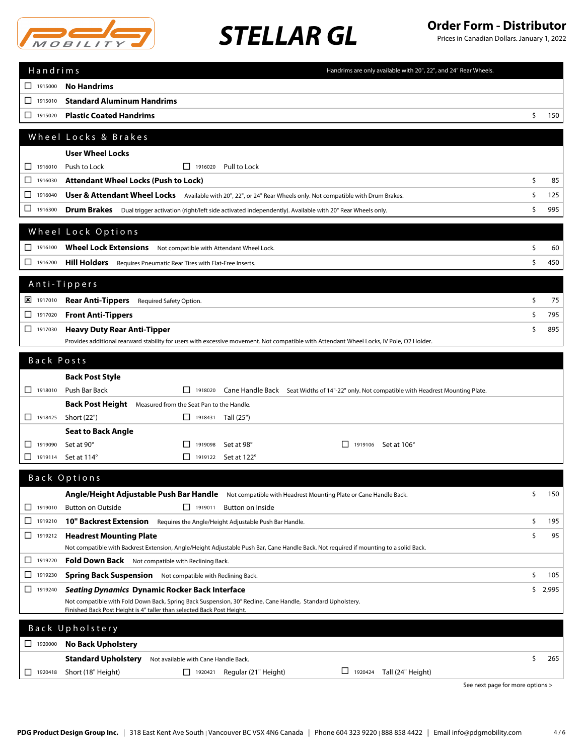# STELLAR GL

## Order Form - Distributor

Prices in Canadian Dollars. January 1, 2022

## Handrims

Handrims are only available with 20", 22", and 24" Rear Wheels.

| | Code | Option | Price |
|---|---|---|---|
| ☐ | 1915000 | **No Handrims** | |
| ☐ | 1915010 | **Standard Aluminum Handrims** | |
| ☐ | 1915020 | **Plastic Coated Handrims** | $ 150 |

## Wheel Locks & Brakes

| | Code | Option | Price |
|---|---|---|---|
| | | **User Wheel Locks** | |
| ☐ | 1916010 | Push to Lock ☐ 1916020 Pull to Lock | |
| ☐ | 1916030 | **Attendant Wheel Locks (Push to Lock)** | $ 85 |
| ☐ | 1916040 | **User & Attendant Wheel Locks** Available with 20", 22", or 24" Rear Wheels only. Not compatible with Drum Brakes. | $ 125 |
| ☐ | 1916300 | **Drum Brakes** Dual trigger activation (right/left side activated independently). Available with 20" Rear Wheels only. | $ 995 |

## Wheel Lock Options

| | Code | Option | Price |
|---|---|---|---|
| ☐ | 1916100 | **Wheel Lock Extensions** Not compatible with Attendant Wheel Lock. | $ 60 |
| ☐ | 1916200 | **Hill Holders** Requires Pneumatic Rear Tires with Flat-Free Inserts. | $ 450 |

## Anti-Tippers

| | Code | Option | Price |
|---|---|---|---|
| ☒ | 1917010 | **Rear Anti-Tippers** Required Safety Option. | $ 75 |
| ☐ | 1917020 | **Front Anti-Tippers** | $ 795 |
| ☐ | 1917030 | **Heavy Duty Rear Anti-Tipper** Provides additional rearward stability for users with excessive movement. Not compatible with Attendant Wheel Locks, IV Pole, O2 Holder. | $ 895 |

## Back Posts

**Back Post Style**

- ☐ 1918010 Push Bar Back
- ☐ 1918020 Cane Handle Back — Seat Widths of 14"-22" only. Not compatible with Headrest Mounting Plate.

**Back Post Height** Measured from the Seat Pan to the Handle.

- ☐ 1918425 Short (22")
- ☐ 1918431 Tall (25")

**Seat to Back Angle**

- ☐ 1919090 Set at 90°
- ☐ 1919098 Set at 98°
- ☐ 1919106 Set at 106°
- ☐ 1919114 Set at 114°
- ☐ 1919122 Set at 122°

## Back Options

| | Code | Option | Price |
|---|---|---|---|
| | | **Angle/Height Adjustable Push Bar Handle** Not compatible with Headrest Mounting Plate or Cane Handle Back. | $ 150 |
| ☐ | 1919010 | Button on Outside ☐ 1919011 Button on Inside | |
| ☐ | 1919210 | **10" Backrest Extension** Requires the Angle/Height Adjustable Push Bar Handle. | $ 195 |
| ☐ | 1919212 | **Headrest Mounting Plate** Not compatible with Backrest Extension, Angle/Height Adjustable Push Bar, Cane Handle Back. Not required if mounting to a solid Back. | $ 95 |
| ☐ | 1919220 | **Fold Down Back** Not compatible with Reclining Back. | |
| ☐ | 1919230 | **Spring Back Suspension** Not compatible with Reclining Back. | $ 105 |
| ☐ | 1919240 | ***Seating Dynamics* Dynamic Rocker Back Interface** Not compatible with Fold Down Back, Spring Back Suspension, 30° Recline, Cane Handle, Standard Upholstery. Finished Back Post Height is 4" taller than selected Back Post Height. | $ 2,995 |

## Back Upholstery

| | Code | Option | Price |
|---|---|---|---|
| ☐ | 1920000 | **No Back Upholstery** | |
| | | **Standard Upholstery** Not available with Cane Handle Back. | $ 265 |
| ☐ | 1920418 | Short (18" Height) ☐ 1920421 Regular (21" Height) ☐ 1920424 Tall (24" Height) | |

See next page for more options >

PDG Product Design Group Inc. | 318 East Kent Ave South | Vancouver BC V5X 4N6 Canada | Phone 604 323 9220 | 888 858 4422 | Email info@pdgmobility.com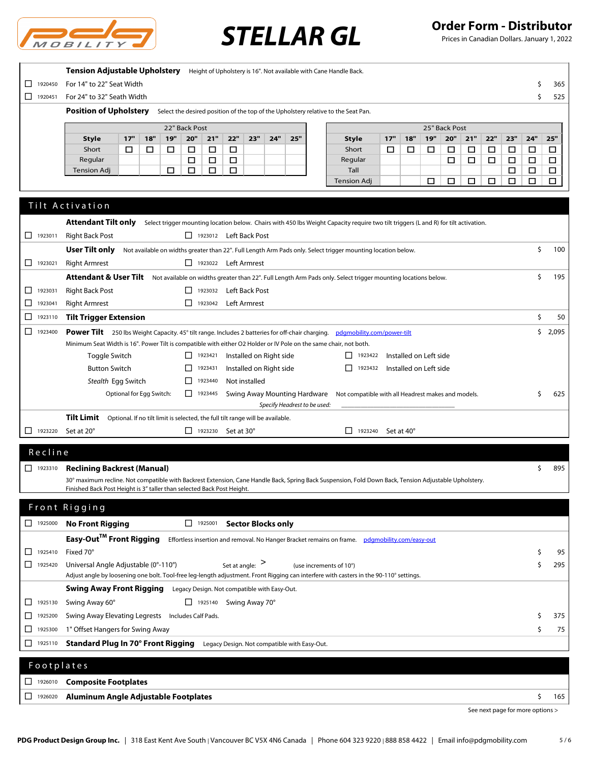# STELLAR GL

## Order Form - Distributor

Prices in Canadian Dollars. January 1, 2022

### Tension Adjustable Upholstery

Height of Upholstery is 16". Not available with Cane Handle Back.

| | Code | Item | Price |
|---|---|---|---|
| ☐ | 1920450 | For 14" to 22" Seat Width | $ 365 |
| ☐ | 1920451 | For 24" to 32" Seath Width | $ 525 |

### Position of Upholstery

Select the desired position of the top of the Upholstery relative to the Seat Pan.

| 22" Back Post | | | | | | | | | |
|---|---|---|---|---|---|---|---|---|---|
| Style | 17" | 18" | 19" | 20" | 21" | 22" | 23" | 24" | 25" |
| Short | ☐ | ☐ | ☐ | ☐ | ☐ | ☐ | | | |
| Regular | | | | ☐ | ☐ | ☐ | | | |
| Tension Adj | | | ☐ | ☐ | ☐ | ☐ | | | |

| 25" Back Post | | | | | | | | | |
|---|---|---|---|---|---|---|---|---|---|
| Style | 17" | 18" | 19" | 20" | 21" | 22" | 23" | 24" | 25" |
| Short | ☐ | ☐ | ☐ | ☐ | ☐ | ☐ | ☐ | ☐ | ☐ |
| Regular | | | | ☐ | ☐ | ☐ | ☐ | ☐ | ☐ |
| Tall | | | | | | | ☐ | ☐ | ☐ |
| Tension Adj | | | ☐ | ☐ | ☐ | ☐ | ☐ | ☐ | ☐ |

## Tilt Activation

### Attendant Tilt only

Select trigger mounting location below. Chairs with 450 lbs Weight Capacity require two tilt triggers (L and R) for tilt activation.

- ☐ 1923011 Right Back Post
- ☐ 1923012 Left Back Post

### User Tilt only — $ 100

Not available on widths greater than 22". Full Length Arm Pads only. Select trigger mounting location below.

- ☐ 1923021 Right Armrest
- ☐ 1923022 Left Armrest

### Attendant & User Tilt — $ 195

Not available on widths greater than 22". Full Length Arm Pads only. Select trigger mounting locations below.

- ☐ 1923031 Right Back Post
- ☐ 1923032 Left Back Post
- ☐ 1923041 Right Armrest
- ☐ 1923042 Left Armrest

☐ 1923110 **Tilt Trigger Extension** — $ 50

☐ 1923400 **Power Tilt** — $ 2,095

250 lbs Weight Capacity. 45° tilt range. Includes 2 batteries for off-chair charging. pdgmobility.com/power-tilt

Minimum Seat Width is 16". Power Tilt is compatible with either O2 Holder or IV Pole on the same chair, not both.

- Toggle Switch: ☐ 1923421 Installed on Right side; ☐ 1923422 Installed on Left side
- Button Switch: ☐ 1923431 Installed on Right side; ☐ 1923432 Installed on Left side
- *Stealth* Egg Switch: ☐ 1923440 Not installed
- Optional for Egg Switch: ☐ 1923445 Swing Away Mounting Hardware — Not compatible with all Headrest makes and models. — $ 625

*Specify Headrest to be used:* ______________________

### Tilt Limit

Optional. If no tilt limit is selected, the full tilt range will be available.

- ☐ 1923220 Set at 20°
- ☐ 1923230 Set at 30°
- ☐ 1923240 Set at 40°

## Recline

☐ 1923310 **Reclining Backrest (Manual)** — $ 895

30° maximum recline. Not compatible with Backrest Extension, Cane Handle Back, Spring Back Suspension, Fold Down Back, Tension Adjustable Upholstery.
Finished Back Post Height is 3" taller than selected Back Post Height.

## Front Rigging

- ☐ 1925000 **No Front Rigging**
- ☐ 1925001 **Sector Blocks only**

### Easy-Out™ Front Rigging

Effortless insertion and removal. No Hanger Bracket remains on frame. pdgmobility.com/easy-out

| | Code | Item | Price |
|---|---|---|---|
| ☐ | 1925410 | Fixed 70° | $ 95 |
| ☐ | 1925420 | Universal Angle Adjustable (0°-110°) — Set at angle: > (use increments of 10°) | $ 295 |

Adjust angle by loosening one bolt. Tool-free leg-length adjustment. Front Rigging can interfere with casters in the 90-110° settings.

### Swing Away Front Rigging

Legacy Design. Not compatible with Easy-Out.

| | Code | Item | Price |
|---|---|---|---|
| ☐ | 1925130 | Swing Away 60° | |
| ☐ | 1925140 | Swing Away 70° | |
| ☐ | 1925200 | Swing Away Elevating Legrests — Includes Calf Pads. | $ 375 |
| ☐ | 1925300 | 1" Offset Hangers for Swing Away | $ 75 |

☐ 1925110 **Standard Plug In 70° Front Rigging** — Legacy Design. Not compatible with Easy-Out.

## Footplates

| | Code | Item | Price |
|---|---|---|---|
| ☐ | 1926010 | **Composite Footplates** | |
| ☐ | 1926020 | **Aluminum Angle Adjustable Footplates** | $ 165 |

See next page for more options >

PDG Product Design Group Inc. | 318 East Kent Ave South | Vancouver BC V5X 4N6 Canada | Phone 604 323 9220 | 888 858 4422 | Email info@pdgmobility.com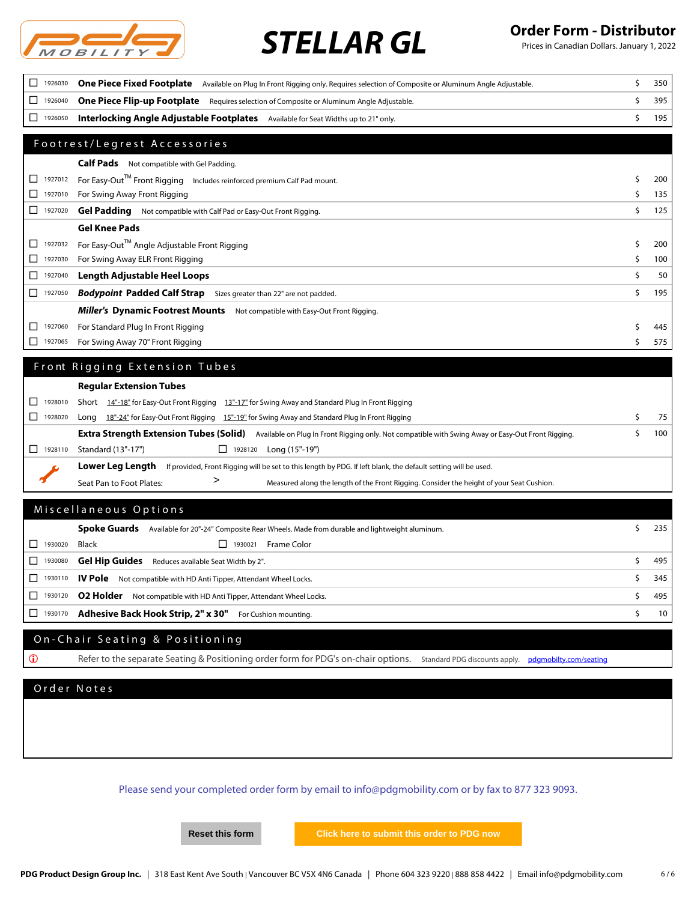# STELLAR GL

**Order Form - Distributor**
Prices in Canadian Dollars. January 1, 2022

| | | | | |
|---|---|---|---|---|
| ☐ | 1926030 | **One Piece Fixed Footplate** Available on Plug In Front Rigging only. Requires selection of Composite or Aluminum Angle Adjustable. | $ | 350 |
| ☐ | 1926040 | **One Piece Flip-up Footplate** Requires selection of Composite or Aluminum Angle Adjustable. | $ | 395 |
| ☐ | 1926050 | **Interlocking Angle Adjustable Footplates** Available for Seat Widths up to 21" only. | $ | 195 |

## Footrest/Legrest Accessories

| | | | | |
|---|---|---|---|---|
| | | **Calf Pads** Not compatible with Gel Padding. | | |
| ☐ | 1927012 | For Easy-Out™ Front Rigging Includes reinforced premium Calf Pad mount. | $ | 200 |
| ☐ | 1927010 | For Swing Away Front Rigging | $ | 135 |
| ☐ | 1927020 | **Gel Padding** Not compatible with Calf Pad or Easy-Out Front Rigging. | $ | 125 |
| | | **Gel Knee Pads** | | |
| ☐ | 1927032 | For Easy-Out™ Angle Adjustable Front Rigging | $ | 200 |
| ☐ | 1927030 | For Swing Away ELR Front Rigging | $ | 100 |
| ☐ | 1927040 | **Length Adjustable Heel Loops** | $ | 50 |
| ☐ | 1927050 | ***Bodypoint* Padded Calf Strap** Sizes greater than 22" are not padded. | $ | 195 |
| | | ***Miller's* Dynamic Footrest Mounts** Not compatible with Easy-Out Front Rigging. | | |
| ☐ | 1927060 | For Standard Plug In Front Rigging | $ | 445 |
| ☐ | 1927065 | For Swing Away 70° Front Rigging | $ | 575 |

## Front Rigging Extension Tubes

| | | | | |
|---|---|---|---|---|
| | | **Regular Extension Tubes** | | |
| ☐ | 1928010 | Short 14"-18" for Easy-Out Front Rigging 13"-17" for Swing Away and Standard Plug In Front Rigging | | |
| ☐ | 1928020 | Long 18"-24" for Easy-Out Front Rigging 15"-19" for Swing Away and Standard Plug In Front Rigging | $ | 75 |
| | | **Extra Strength Extension Tubes (Solid)** Available on Plug In Front Rigging only. Not compatible with Swing Away or Easy-Out Front Rigging. | $ | 100 |
| ☐ | 1928110 | Standard (13"-17") ☐ 1928120 Long (15"-19") | | |
| | | **Lower Leg Length** If provided, Front Rigging will be set to this length by PDG. If left blank, the default setting will be used. | | |
| | | Seat Pan to Foot Plates: > Measured along the length of the Front Rigging. Consider the height of your Seat Cushion. | | |

## Miscellaneous Options

| | | | | |
|---|---|---|---|---|
| | | **Spoke Guards** Available for 20"-24" Composite Rear Wheels. Made from durable and lightweight aluminum. | $ | 235 |
| ☐ | 1930020 | Black ☐ 1930021 Frame Color | | |
| ☐ | 1930080 | **Gel Hip Guides** Reduces available Seat Width by 2". | $ | 495 |
| ☐ | 1930110 | **IV Pole** Not compatible with HD Anti Tipper, Attendant Wheel Locks. | $ | 345 |
| ☐ | 1930120 | **O2 Holder** Not compatible with HD Anti Tipper, Attendant Wheel Locks. | $ | 495 |
| ☐ | 1930170 | **Adhesive Back Hook Strip, 2" x 30"** For Cushion mounting. | $ | 10 |

## On-Chair Seating & Positioning

Refer to the separate Seating & Positioning order form for PDG's on-chair options. Standard PDG discounts apply. pdgmobilty.com/seating

## Order Notes

Please send your completed order form by email to info@pdgmobility.com or by fax to 877 323 9093.

Reset this form | Click here to submit this order to PDG now

**PDG Product Design Group Inc.** | 318 East Kent Ave South | Vancouver BC V5X 4N6 Canada | Phone 604 323 9220 | 888 858 4422 | Email info@pdgmobility.com